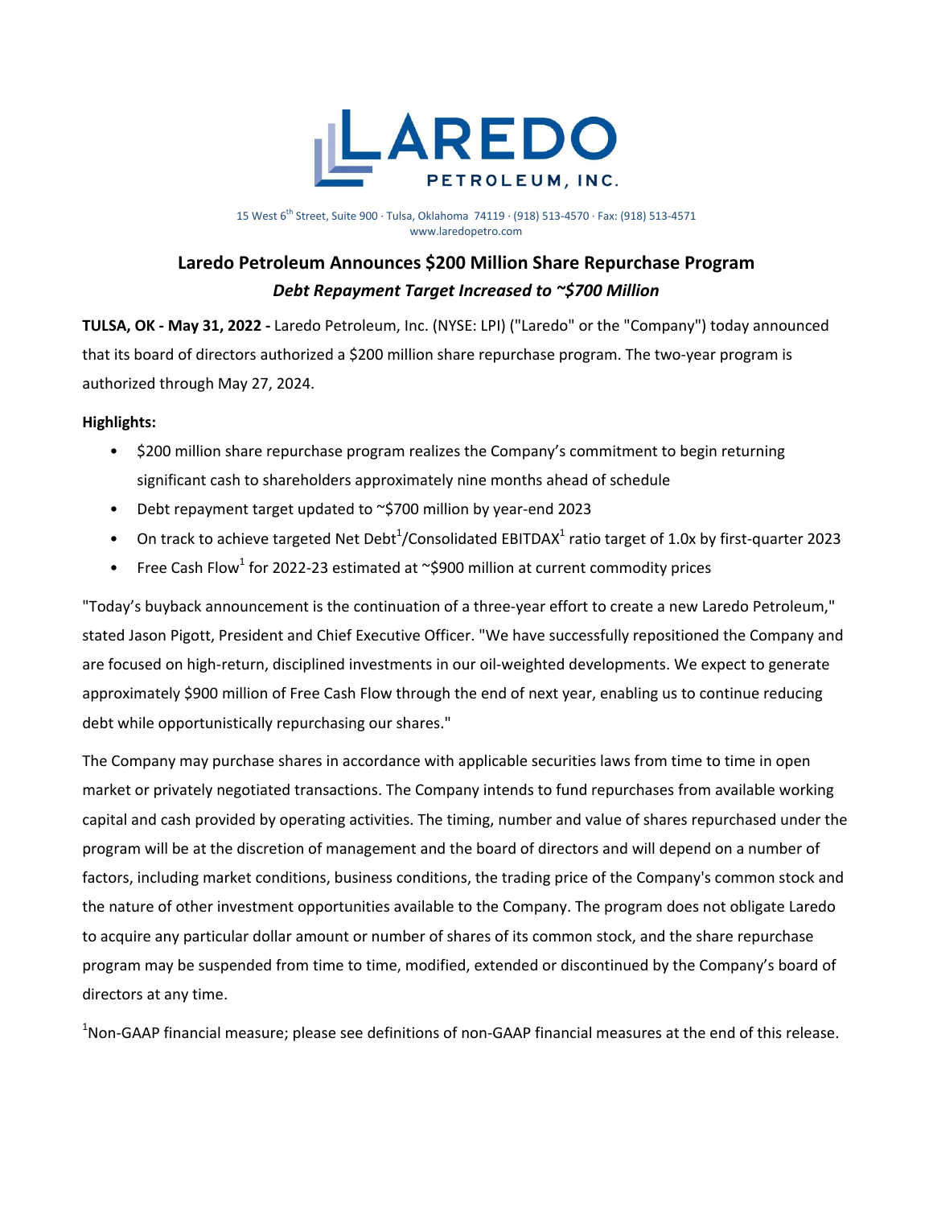LAREDO PETROLEUM, INC.

15 West 6th Street, Suite 900 · Tulsa, Oklahoma 74119 · (918) 513-4570 · Fax: (918) 513-4571
www.laredopetro.com

# Laredo Petroleum Announces $200 Million Share Repurchase Program

## *Debt Repayment Target Increased to ~$700 Million*

**TULSA, OK - May 31, 2022 -** Laredo Petroleum, Inc. (NYSE: LPI) ("Laredo" or the "Company") today announced that its board of directors authorized a $200 million share repurchase program. The two-year program is authorized through May 27, 2024.

**Highlights:**

- $200 million share repurchase program realizes the Company's commitment to begin returning significant cash to shareholders approximately nine months ahead of schedule
- Debt repayment target updated to ~$700 million by year-end 2023
- On track to achieve targeted Net Debt[1]/Consolidated EBITDAX[1] ratio target of 1.0x by first-quarter 2023
- Free Cash Flow[1] for 2022-23 estimated at ~$900 million at current commodity prices

"Today's buyback announcement is the continuation of a three-year effort to create a new Laredo Petroleum," stated Jason Pigott, President and Chief Executive Officer. "We have successfully repositioned the Company and are focused on high-return, disciplined investments in our oil-weighted developments. We expect to generate approximately $900 million of Free Cash Flow through the end of next year, enabling us to continue reducing debt while opportunistically repurchasing our shares."

The Company may purchase shares in accordance with applicable securities laws from time to time in open market or privately negotiated transactions. The Company intends to fund repurchases from available working capital and cash provided by operating activities. The timing, number and value of shares repurchased under the program will be at the discretion of management and the board of directors and will depend on a number of factors, including market conditions, business conditions, the trading price of the Company's common stock and the nature of other investment opportunities available to the Company. The program does not obligate Laredo to acquire any particular dollar amount or number of shares of its common stock, and the share repurchase program may be suspended from time to time, modified, extended or discontinued by the Company's board of directors at any time.

[1]Non-GAAP financial measure; please see definitions of non-GAAP financial measures at the end of this release.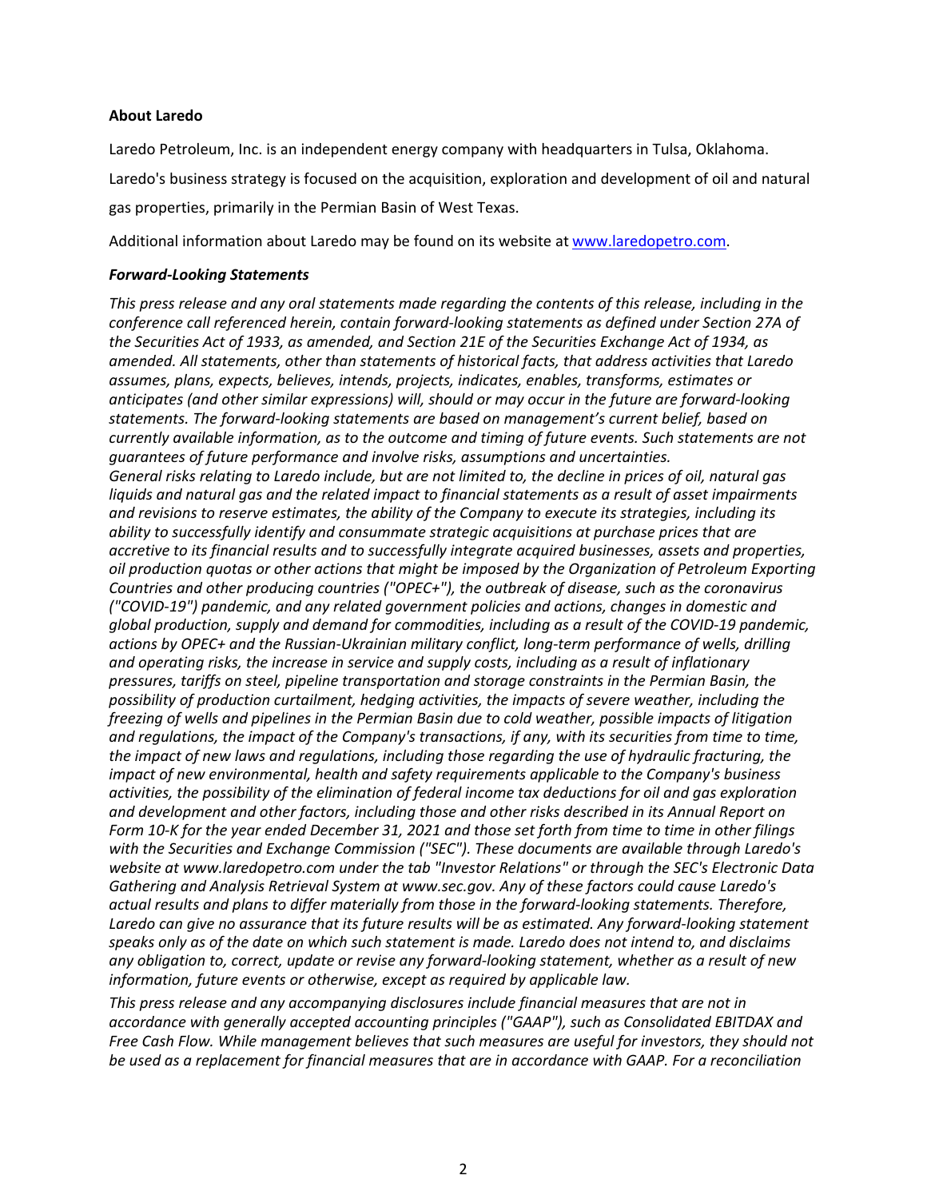**About Laredo**

Laredo Petroleum, Inc. is an independent energy company with headquarters in Tulsa, Oklahoma. Laredo's business strategy is focused on the acquisition, exploration and development of oil and natural gas properties, primarily in the Permian Basin of West Texas.

Additional information about Laredo may be found on its website at [www.laredopetro.com](http://www.laredopetro.com).

***Forward-Looking Statements***

*This press release and any oral statements made regarding the contents of this release, including in the conference call referenced herein, contain forward-looking statements as defined under Section 27A of the Securities Act of 1933, as amended, and Section 21E of the Securities Exchange Act of 1934, as amended. All statements, other than statements of historical facts, that address activities that Laredo assumes, plans, expects, believes, intends, projects, indicates, enables, transforms, estimates or anticipates (and other similar expressions) will, should or may occur in the future are forward-looking statements. The forward-looking statements are based on management's current belief, based on currently available information, as to the outcome and timing of future events. Such statements are not guarantees of future performance and involve risks, assumptions and uncertainties.*
*General risks relating to Laredo include, but are not limited to, the decline in prices of oil, natural gas liquids and natural gas and the related impact to financial statements as a result of asset impairments and revisions to reserve estimates, the ability of the Company to execute its strategies, including its ability to successfully identify and consummate strategic acquisitions at purchase prices that are accretive to its financial results and to successfully integrate acquired businesses, assets and properties, oil production quotas or other actions that might be imposed by the Organization of Petroleum Exporting Countries and other producing countries ("OPEC+"), the outbreak of disease, such as the coronavirus ("COVID-19") pandemic, and any related government policies and actions, changes in domestic and global production, supply and demand for commodities, including as a result of the COVID-19 pandemic, actions by OPEC+ and the Russian-Ukrainian military conflict, long-term performance of wells, drilling and operating risks, the increase in service and supply costs, including as a result of inflationary pressures, tariffs on steel, pipeline transportation and storage constraints in the Permian Basin, the possibility of production curtailment, hedging activities, the impacts of severe weather, including the freezing of wells and pipelines in the Permian Basin due to cold weather, possible impacts of litigation and regulations, the impact of the Company's transactions, if any, with its securities from time to time, the impact of new laws and regulations, including those regarding the use of hydraulic fracturing, the impact of new environmental, health and safety requirements applicable to the Company's business activities, the possibility of the elimination of federal income tax deductions for oil and gas exploration and development and other factors, including those and other risks described in its Annual Report on Form 10-K for the year ended December 31, 2021 and those set forth from time to time in other filings with the Securities and Exchange Commission ("SEC"). These documents are available through Laredo's website at www.laredopetro.com under the tab "Investor Relations" or through the SEC's Electronic Data Gathering and Analysis Retrieval System at www.sec.gov. Any of these factors could cause Laredo's actual results and plans to differ materially from those in the forward-looking statements. Therefore, Laredo can give no assurance that its future results will be as estimated. Any forward-looking statement speaks only as of the date on which such statement is made. Laredo does not intend to, and disclaims any obligation to, correct, update or revise any forward-looking statement, whether as a result of new information, future events or otherwise, except as required by applicable law.*

*This press release and any accompanying disclosures include financial measures that are not in accordance with generally accepted accounting principles ("GAAP"), such as Consolidated EBITDAX and Free Cash Flow. While management believes that such measures are useful for investors, they should not be used as a replacement for financial measures that are in accordance with GAAP. For a reconciliation*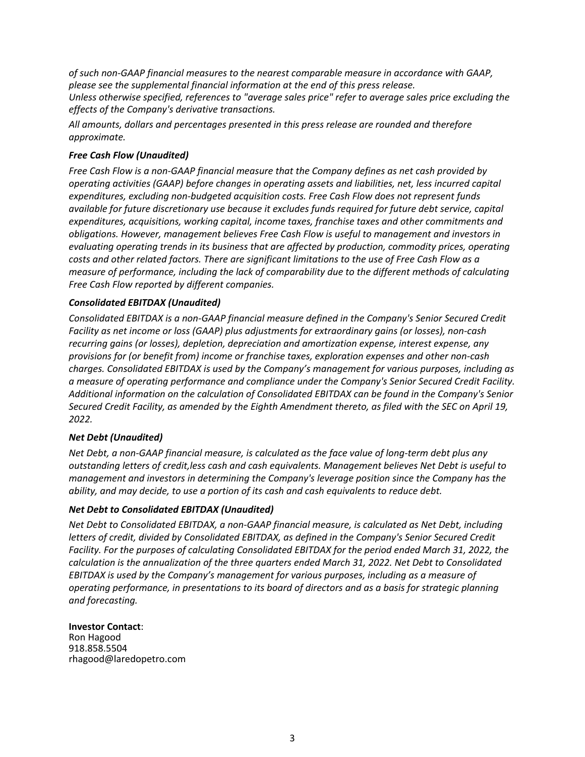*of such non-GAAP financial measures to the nearest comparable measure in accordance with GAAP, please see the supplemental financial information at the end of this press release.*
*Unless otherwise specified, references to "average sales price" refer to average sales price excluding the effects of the Company's derivative transactions.*

*All amounts, dollars and percentages presented in this press release are rounded and therefore approximate.*

***Free Cash Flow (Unaudited)***

*Free Cash Flow is a non-GAAP financial measure that the Company defines as net cash provided by operating activities (GAAP) before changes in operating assets and liabilities, net, less incurred capital expenditures, excluding non-budgeted acquisition costs. Free Cash Flow does not represent funds available for future discretionary use because it excludes funds required for future debt service, capital expenditures, acquisitions, working capital, income taxes, franchise taxes and other commitments and obligations. However, management believes Free Cash Flow is useful to management and investors in evaluating operating trends in its business that are affected by production, commodity prices, operating costs and other related factors. There are significant limitations to the use of Free Cash Flow as a measure of performance, including the lack of comparability due to the different methods of calculating Free Cash Flow reported by different companies.*

***Consolidated EBITDAX (Unaudited)***

*Consolidated EBITDAX is a non-GAAP financial measure defined in the Company's Senior Secured Credit Facility as net income or loss (GAAP) plus adjustments for extraordinary gains (or losses), non-cash recurring gains (or losses), depletion, depreciation and amortization expense, interest expense, any provisions for (or benefit from) income or franchise taxes, exploration expenses and other non-cash charges. Consolidated EBITDAX is used by the Company's management for various purposes, including as a measure of operating performance and compliance under the Company's Senior Secured Credit Facility. Additional information on the calculation of Consolidated EBITDAX can be found in the Company's Senior Secured Credit Facility, as amended by the Eighth Amendment thereto, as filed with the SEC on April 19, 2022.*

***Net Debt (Unaudited)***

*Net Debt, a non-GAAP financial measure, is calculated as the face value of long-term debt plus any outstanding letters of credit,less cash and cash equivalents. Management believes Net Debt is useful to management and investors in determining the Company's leverage position since the Company has the ability, and may decide, to use a portion of its cash and cash equivalents to reduce debt.*

***Net Debt to Consolidated EBITDAX (Unaudited)***

*Net Debt to Consolidated EBITDAX, a non-GAAP financial measure, is calculated as Net Debt, including letters of credit, divided by Consolidated EBITDAX, as defined in the Company's Senior Secured Credit Facility. For the purposes of calculating Consolidated EBITDAX for the period ended March 31, 2022, the calculation is the annualization of the three quarters ended March 31, 2022. Net Debt to Consolidated EBITDAX is used by the Company's management for various purposes, including as a measure of operating performance, in presentations to its board of directors and as a basis for strategic planning and forecasting.*

**Investor Contact**:
Ron Hagood
918.858.5504
rhagood@laredopetro.com